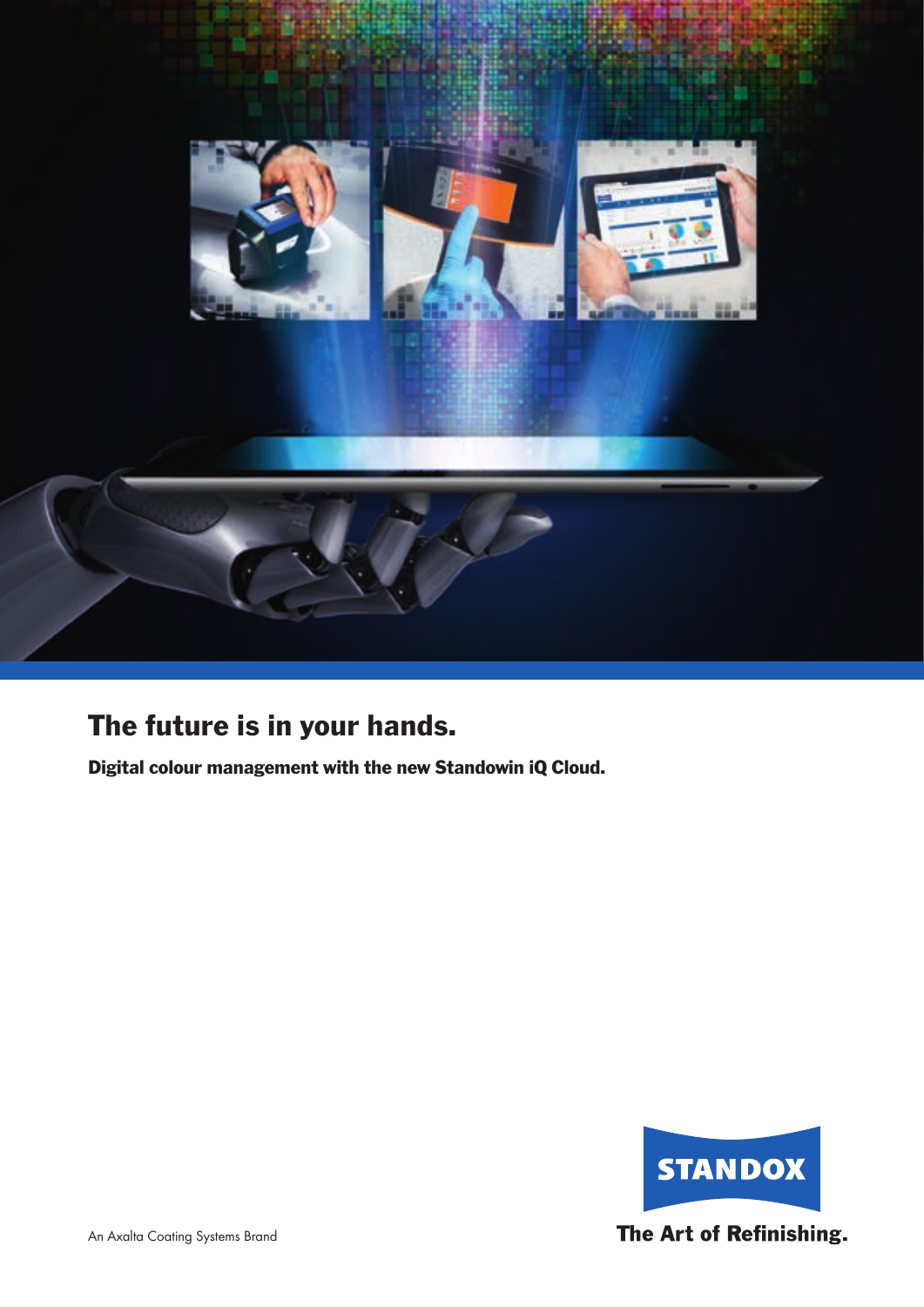# The future is in your hands.

**Digital colour management with the new Standowin iQ Cloud.**

An Axalta Coating Systems Brand

STANDOX

The Art of Refinishing.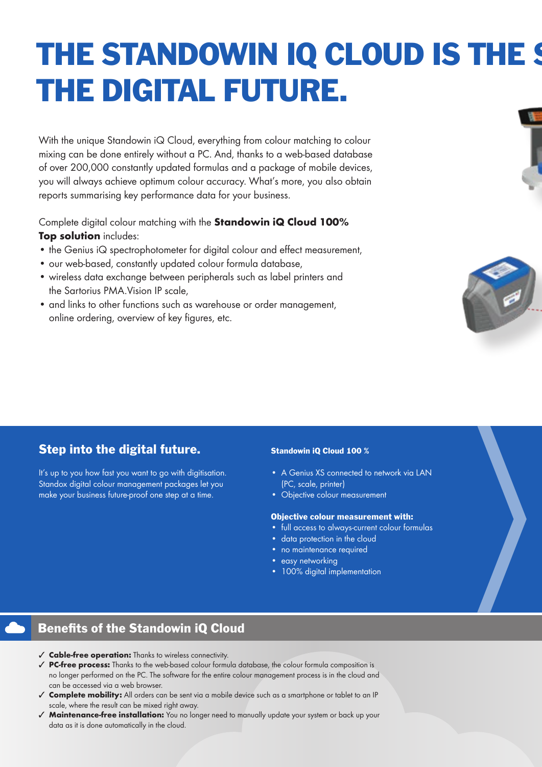# THE STANDOWIN IQ CLOUD IS THE S THE DIGITAL FUTURE.

With the unique Standowin iQ Cloud, everything from colour matching to colour mixing can be done entirely without a PC. And, thanks to a web-based database of over 200,000 constantly updated formulas and a package of mobile devices, you will always achieve optimum colour accuracy. What's more, you also obtain reports summarising key performance data for your business.

Complete digital colour matching with the **Standowin iQ Cloud 100% Top solution** includes:

- the Genius iQ spectrophotometer for digital colour and effect measurement,
- our web-based, constantly updated colour formula database,
- wireless data exchange between peripherals such as label printers and the Sartorius PMA.Vision IP scale,
- and links to other functions such as warehouse or order management, online ordering, overview of key figures, etc.

## Step into the digital future.

It's up to you how fast you want to go with digitisation. Standox digital colour management packages let you make your business future-proof one step at a time.

**Standowin iQ Cloud 100 %**

- A Genius XS connected to network via LAN (PC, scale, printer)
- Objective colour measurement

**Objective colour measurement with:**

- full access to always-current colour formulas
- data protection in the cloud
- no maintenance required
- easy networking
- 100% digital implementation

## Benefits of the Standowin iQ Cloud

- ✓ **Cable-free operation:** Thanks to wireless connectivity.
- ✓ **PC-free process:** Thanks to the web-based colour formula database, the colour formula composition is no longer performed on the PC. The software for the entire colour management process is in the cloud and can be accessed via a web browser.
- ✓ **Complete mobility:** All orders can be sent via a mobile device such as a smartphone or tablet to an IP scale, where the result can be mixed right away.
- ✓ **Maintenance-free installation:** You no longer need to manually update your system or back up your data as it is done automatically in the cloud.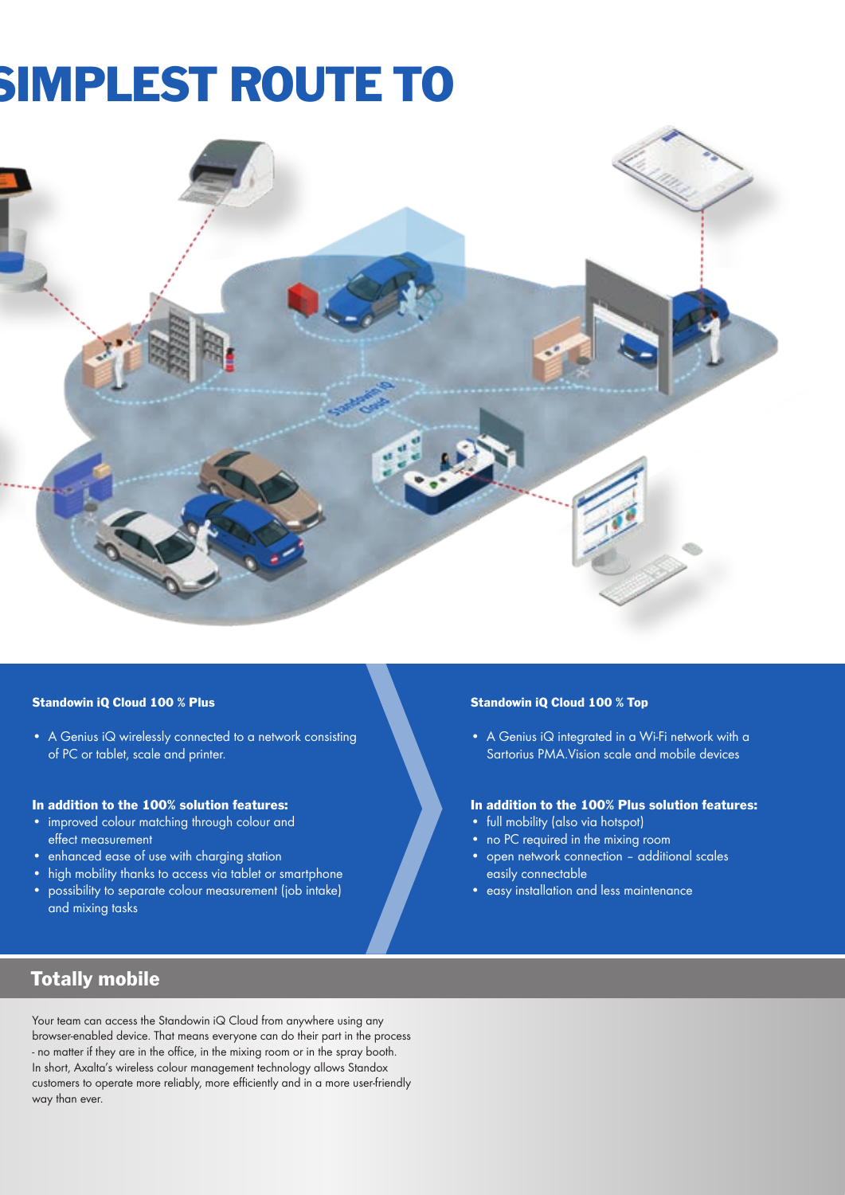# SIMPLEST ROUTE TO

**Standowin iQ Cloud 100 % Plus**

- A Genius iQ wirelessly connected to a network consisting of PC or tablet, scale and printer.

**In addition to the 100% solution features:**

- improved colour matching through colour and effect measurement
- enhanced ease of use with charging station
- high mobility thanks to access via tablet or smartphone
- possibility to separate colour measurement (job intake) and mixing tasks

**Standowin iQ Cloud 100 % Top**

- A Genius iQ integrated in a Wi-Fi network with a Sartorius PMA.Vision scale and mobile devices

**In addition to the 100% Plus solution features:**

- full mobility (also via hotspot)
- no PC required in the mixing room
- open network connection – additional scales easily connectable
- easy installation and less maintenance

## Totally mobile

Your team can access the Standowin iQ Cloud from anywhere using any browser-enabled device. That means everyone can do their part in the process - no matter if they are in the office, in the mixing room or in the spray booth. In short, Axalta's wireless colour management technology allows Standox customers to operate more reliably, more efficiently and in a more user-friendly way than ever.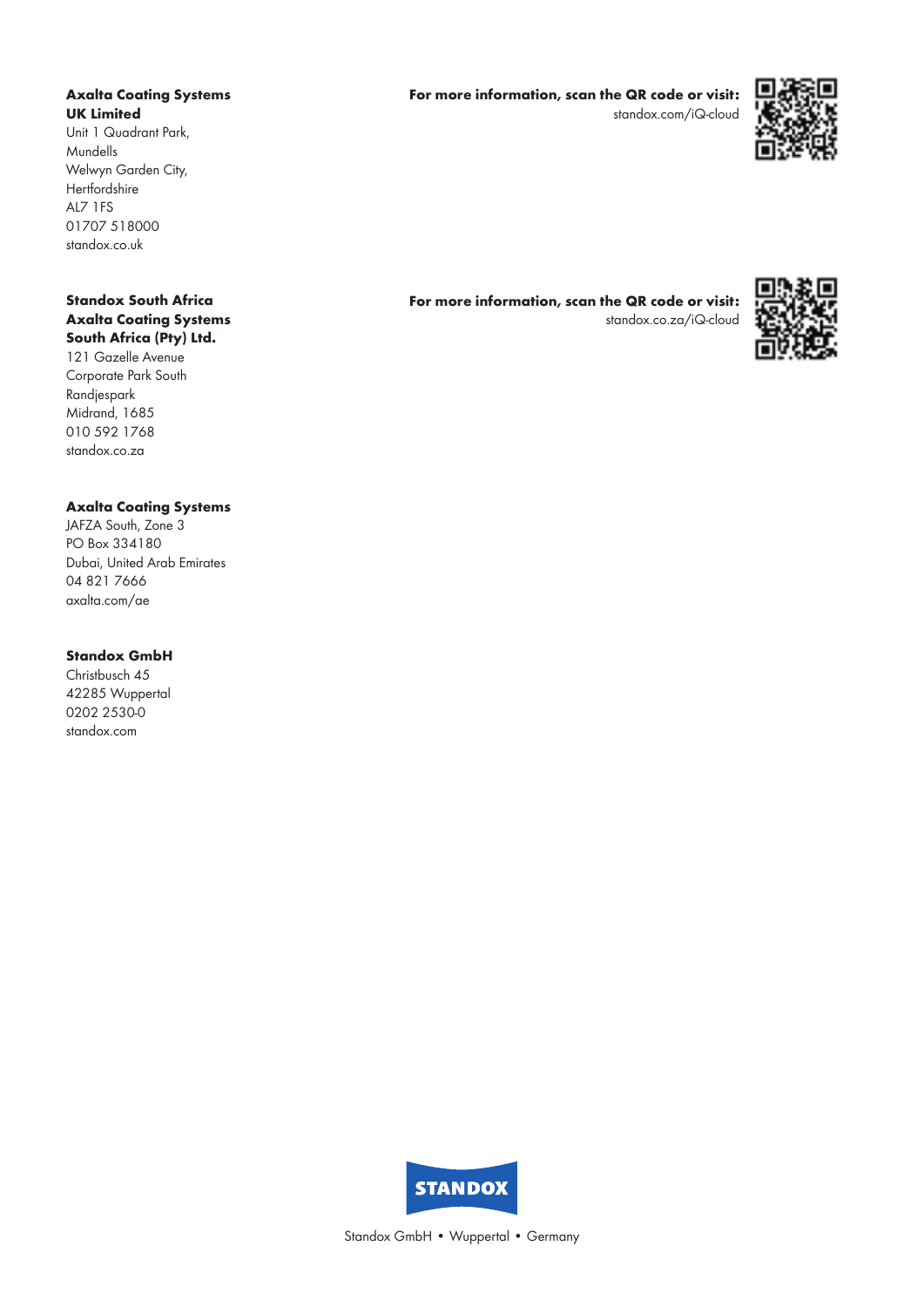**Axalta Coating Systems UK Limited**
Unit 1 Quadrant Park,
Mundells
Welwyn Garden City,
Hertfordshire
AL7 1FS
01707 518000
standox.co.uk

**For more information, scan the QR code or visit:**
standox.com/iQ-cloud

**Standox South Africa Axalta Coating Systems South Africa (Pty) Ltd.**
121 Gazelle Avenue
Corporate Park South
Randjespark
Midrand, 1685
010 592 1768
standox.co.za

**For more information, scan the QR code or visit:**
standox.co.za/iQ-cloud

**Axalta Coating Systems**
JAFZA South, Zone 3
PO Box 334180
Dubai, United Arab Emirates
04 821 7666
axalta.com/ae

**Standox GmbH**
Christbusch 45
42285 Wuppertal
0202 2530-0
standox.com

STANDOX

Standox GmbH • Wuppertal • Germany